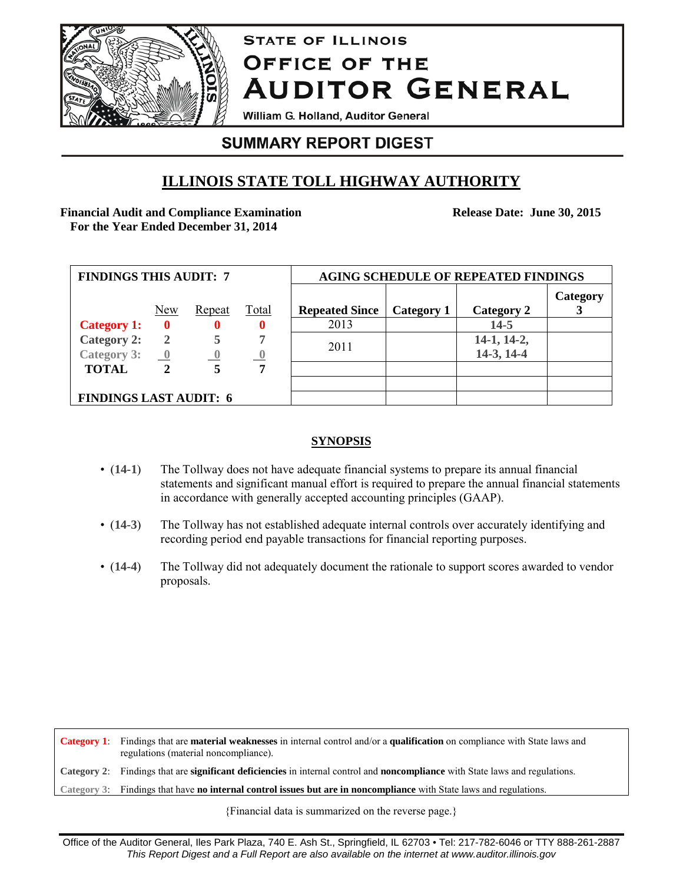# STATE OF ILLINOIS
# OFFICE OF THE AUDITOR GENERAL

William G. Holland, Auditor General

## SUMMARY REPORT DIGEST

## ILLINOIS STATE TOLL HIGHWAY AUTHORITY

**Financial Audit and Compliance Examination**
**For the Year Ended December 31, 2014**

**Release Date: June 30, 2015**

| FINDINGS THIS AUDIT: 7 | New | Repeat | Total |
|---|---|---|---|
| **Category 1:** | **0** | **0** | **0** |
| **Category 2:** | 2 | 5 | 7 |
| **Category 3:** | 0 | 0 | 0 |
| **TOTAL** | 2 | 5 | 7 |

**FINDINGS LAST AUDIT: 6**

| AGING SCHEDULE OF REPEATED FINDINGS | | | |
|---|---|---|---|
| **Repeated Since** | **Category 1** | **Category 2** | **Category 3** |
| 2013 | | 14-5 | |
| 2011 | | 14-1, 14-2, 14-3, 14-4 | |

### SYNOPSIS

- **(14-1)** The Tollway does not have adequate financial systems to prepare its annual financial statements and significant manual effort is required to prepare the annual financial statements in accordance with generally accepted accounting principles (GAAP).
- **(14-3)** The Tollway has not established adequate internal controls over accurately identifying and recording period end payable transactions for financial reporting purposes.
- **(14-4)** The Tollway did not adequately document the rationale to support scores awarded to vendor proposals.

**Category 1**: Findings that are **material weaknesses** in internal control and/or a **qualification** on compliance with State laws and regulations (material noncompliance).

**Category 2**: Findings that are **significant deficiencies** in internal control and **noncompliance** with State laws and regulations.

**Category 3**: Findings that have **no internal control issues but are in noncompliance** with State laws and regulations.

{Financial data is summarized on the reverse page.}

Office of the Auditor General, Iles Park Plaza, 740 E. Ash St., Springfield, IL 62703 • Tel: 217-782-6046 or TTY 888-261-2887
*This Report Digest and a Full Report are also available on the internet at www.auditor.illinois.gov*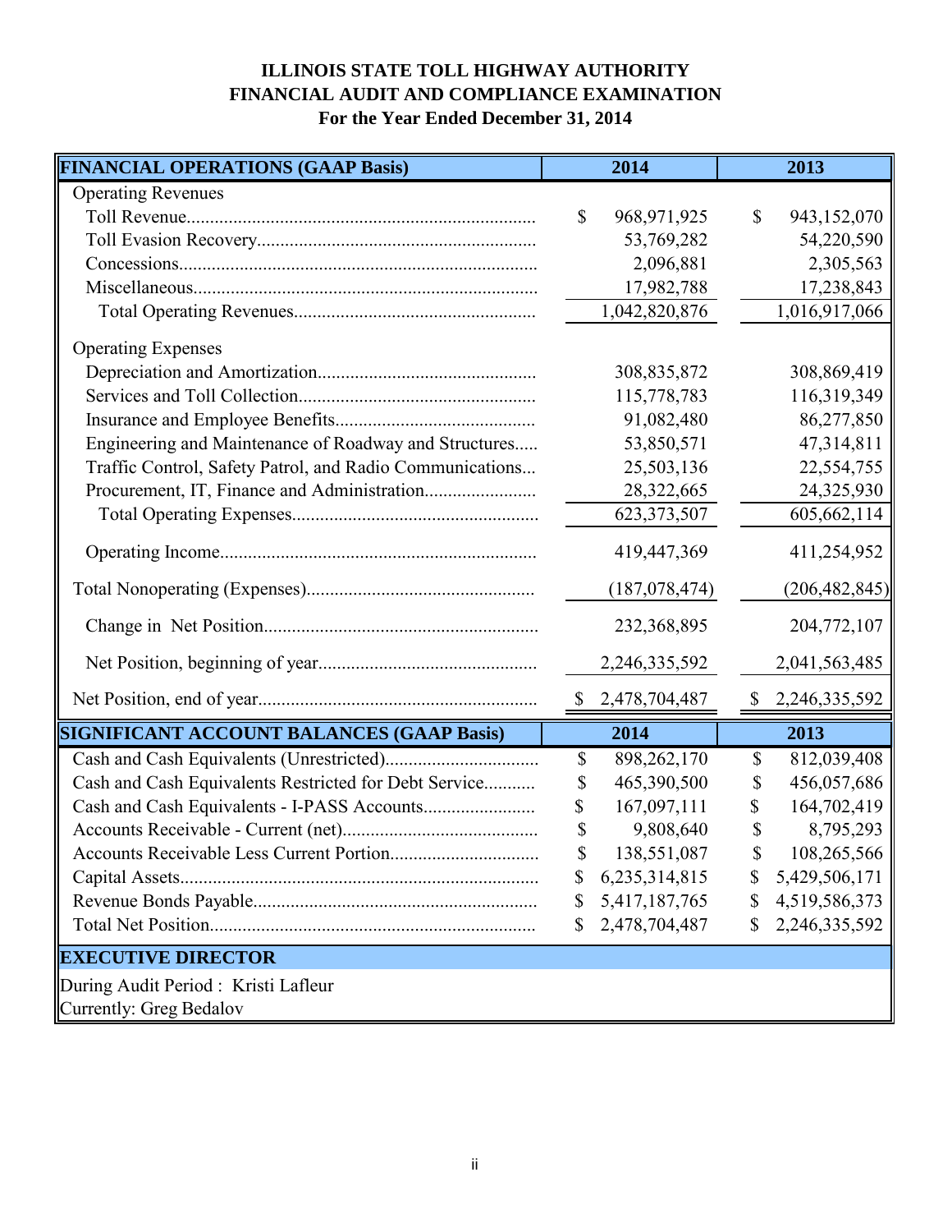# ILLINOIS STATE TOLL HIGHWAY AUTHORITY
## FINANCIAL AUDIT AND COMPLIANCE EXAMINATION
### For the Year Ended December 31, 2014

| FINANCIAL OPERATIONS (GAAP Basis) | 2014 | 2013 |
|---|---|---|
| Operating Revenues | | |
| Toll Revenue | $ 968,971,925 | $ 943,152,070 |
| Toll Evasion Recovery | 53,769,282 | 54,220,590 |
| Concessions | 2,096,881 | 2,305,563 |
| Miscellaneous | 17,982,788 | 17,238,843 |
| Total Operating Revenues | 1,042,820,876 | 1,016,917,066 |
| Operating Expenses | | |
| Depreciation and Amortization | 308,835,872 | 308,869,419 |
| Services and Toll Collection | 115,778,783 | 116,319,349 |
| Insurance and Employee Benefits | 91,082,480 | 86,277,850 |
| Engineering and Maintenance of Roadway and Structures | 53,850,571 | 47,314,811 |
| Traffic Control, Safety Patrol, and Radio Communications | 25,503,136 | 22,554,755 |
| Procurement, IT, Finance and Administration | 28,322,665 | 24,325,930 |
| Total Operating Expenses | 623,373,507 | 605,662,114 |
| Operating Income | 419,447,369 | 411,254,952 |
| Total Nonoperating (Expenses) | (187,078,474) | (206,482,845) |
| Change in Net Position | 232,368,895 | 204,772,107 |
| Net Position, beginning of year | 2,246,335,592 | 2,041,563,485 |
| Net Position, end of year | $ 2,478,704,487 | $ 2,246,335,592 |

| SIGNIFICANT ACCOUNT BALANCES (GAAP Basis) | 2014 | 2013 |
|---|---|---|
| Cash and Cash Equivalents (Unrestricted) | $ 898,262,170 | $ 812,039,408 |
| Cash and Cash Equivalents Restricted for Debt Service | $ 465,390,500 | $ 456,057,686 |
| Cash and Cash Equivalents - I-PASS Accounts | $ 167,097,111 | $ 164,702,419 |
| Accounts Receivable - Current (net) | $ 9,808,640 | $ 8,795,293 |
| Accounts Receivable Less Current Portion | $ 138,551,087 | $ 108,265,566 |
| Capital Assets | $ 6,235,314,815 | $ 5,429,506,171 |
| Revenue Bonds Payable | $ 5,417,187,765 | $ 4,519,586,373 |
| Total Net Position | $ 2,478,704,487 | $ 2,246,335,592 |

**EXECUTIVE DIRECTOR**

During Audit Period : Kristi Lafleur
Currently: Greg Bedalov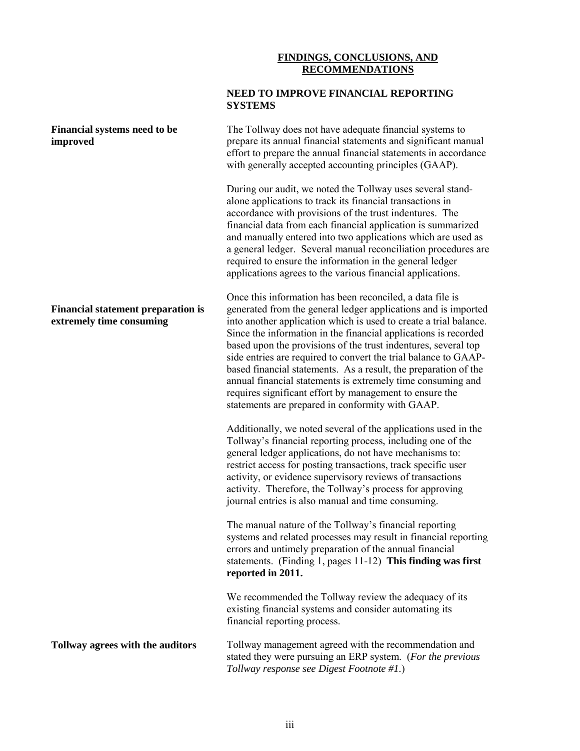## FINDINGS, CONCLUSIONS, AND RECOMMENDATIONS

### NEED TO IMPROVE FINANCIAL REPORTING SYSTEMS

**Financial systems need to be improved**

The Tollway does not have adequate financial systems to prepare its annual financial statements and significant manual effort to prepare the annual financial statements in accordance with generally accepted accounting principles (GAAP).

During our audit, we noted the Tollway uses several stand-alone applications to track its financial transactions in accordance with provisions of the trust indentures. The financial data from each financial application is summarized and manually entered into two applications which are used as a general ledger. Several manual reconciliation procedures are required to ensure the information in the general ledger applications agrees to the various financial applications.

**Financial statement preparation is extremely time consuming**

Once this information has been reconciled, a data file is generated from the general ledger applications and is imported into another application which is used to create a trial balance. Since the information in the financial applications is recorded based upon the provisions of the trust indentures, several top side entries are required to convert the trial balance to GAAP-based financial statements. As a result, the preparation of the annual financial statements is extremely time consuming and requires significant effort by management to ensure the statements are prepared in conformity with GAAP.

Additionally, we noted several of the applications used in the Tollway's financial reporting process, including one of the general ledger applications, do not have mechanisms to: restrict access for posting transactions, track specific user activity, or evidence supervisory reviews of transactions activity. Therefore, the Tollway's process for approving journal entries is also manual and time consuming.

The manual nature of the Tollway's financial reporting systems and related processes may result in financial reporting errors and untimely preparation of the annual financial statements. (Finding 1, pages 11-12) **This finding was first reported in 2011.**

We recommended the Tollway review the adequacy of its existing financial systems and consider automating its financial reporting process.

**Tollway agrees with the auditors**

Tollway management agreed with the recommendation and stated they were pursuing an ERP system. (*For the previous Tollway response see Digest Footnote #1.*)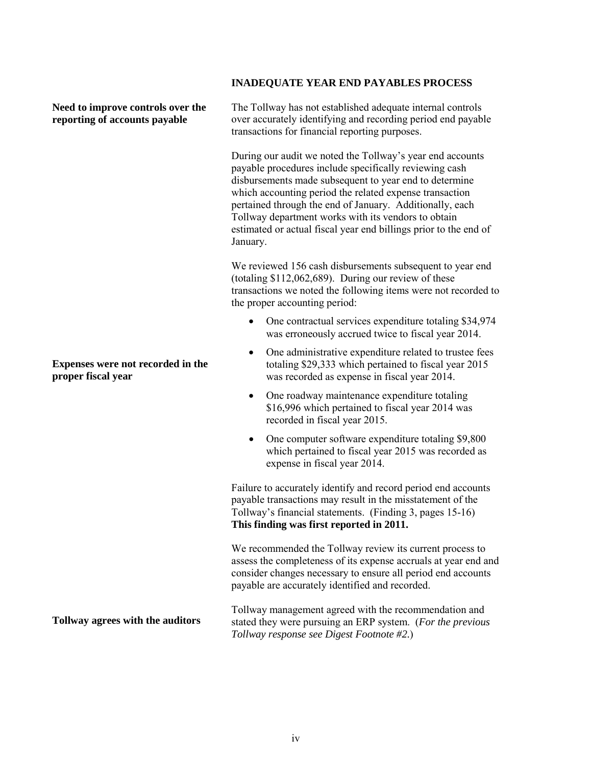## INADEQUATE YEAR END PAYABLES PROCESS

**Need to improve controls over the reporting of accounts payable**

The Tollway has not established adequate internal controls over accurately identifying and recording period end payable transactions for financial reporting purposes.

During our audit we noted the Tollway's year end accounts payable procedures include specifically reviewing cash disbursements made subsequent to year end to determine which accounting period the related expense transaction pertained through the end of January. Additionally, each Tollway department works with its vendors to obtain estimated or actual fiscal year end billings prior to the end of January.

We reviewed 156 cash disbursements subsequent to year end (totaling $112,062,689). During our review of these transactions we noted the following items were not recorded to the proper accounting period:

**Expenses were not recorded in the proper fiscal year**

- One contractual services expenditure totaling $34,974 was erroneously accrued twice to fiscal year 2014.
- One administrative expenditure related to trustee fees totaling $29,333 which pertained to fiscal year 2015 was recorded as expense in fiscal year 2014.
- One roadway maintenance expenditure totaling $16,996 which pertained to fiscal year 2014 was recorded in fiscal year 2015.
- One computer software expenditure totaling $9,800 which pertained to fiscal year 2015 was recorded as expense in fiscal year 2014.

Failure to accurately identify and record period end accounts payable transactions may result in the misstatement of the Tollway's financial statements. (Finding 3, pages 15-16) **This finding was first reported in 2011.**

We recommended the Tollway review its current process to assess the completeness of its expense accruals at year end and consider changes necessary to ensure all period end accounts payable are accurately identified and recorded.

**Tollway agrees with the auditors**

Tollway management agreed with the recommendation and stated they were pursuing an ERP system. (*For the previous Tollway response see Digest Footnote #2.*)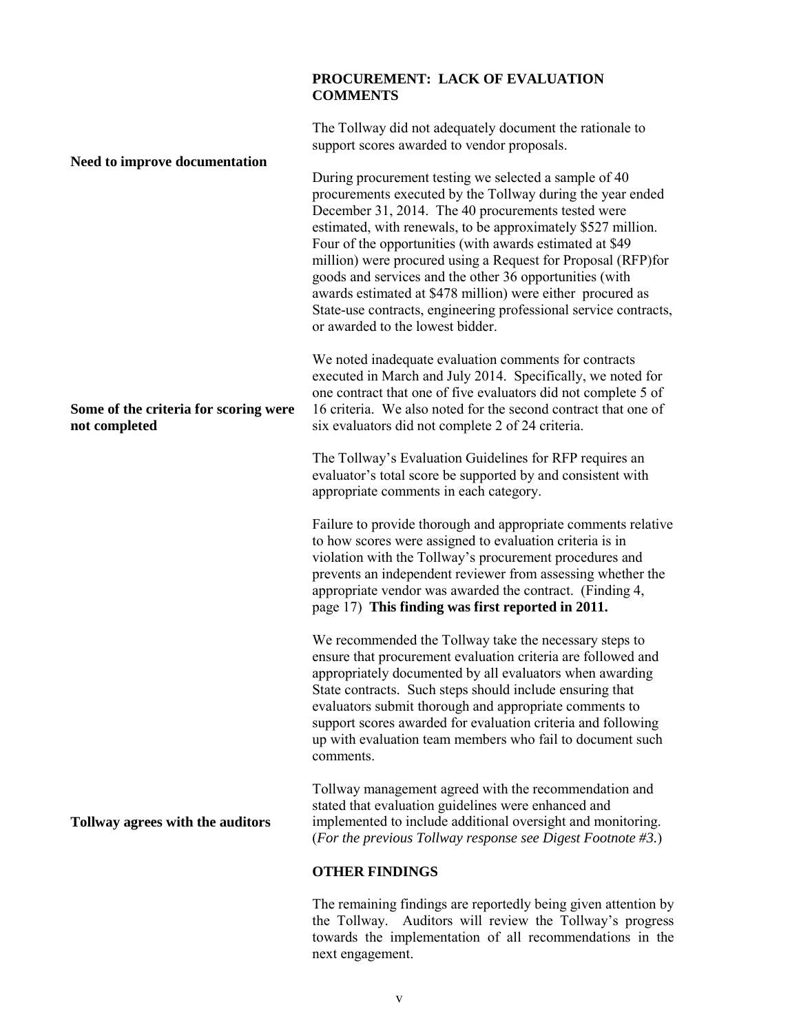## PROCUREMENT: LACK OF EVALUATION COMMENTS

The Tollway did not adequately document the rationale to support scores awarded to vendor proposals.

**Need to improve documentation**

During procurement testing we selected a sample of 40 procurements executed by the Tollway during the year ended December 31, 2014. The 40 procurements tested were estimated, with renewals, to be approximately $527 million. Four of the opportunities (with awards estimated at $49 million) were procured using a Request for Proposal (RFP)for goods and services and the other 36 opportunities (with awards estimated at $478 million) were either procured as State-use contracts, engineering professional service contracts, or awarded to the lowest bidder.

**Some of the criteria for scoring were not completed**

We noted inadequate evaluation comments for contracts executed in March and July 2014. Specifically, we noted for one contract that one of five evaluators did not complete 5 of 16 criteria. We also noted for the second contract that one of six evaluators did not complete 2 of 24 criteria.

The Tollway's Evaluation Guidelines for RFP requires an evaluator's total score be supported by and consistent with appropriate comments in each category.

Failure to provide thorough and appropriate comments relative to how scores were assigned to evaluation criteria is in violation with the Tollway's procurement procedures and prevents an independent reviewer from assessing whether the appropriate vendor was awarded the contract. (Finding 4, page 17) **This finding was first reported in 2011.**

We recommended the Tollway take the necessary steps to ensure that procurement evaluation criteria are followed and appropriately documented by all evaluators when awarding State contracts. Such steps should include ensuring that evaluators submit thorough and appropriate comments to support scores awarded for evaluation criteria and following up with evaluation team members who fail to document such comments.

**Tollway agrees with the auditors**

Tollway management agreed with the recommendation and stated that evaluation guidelines were enhanced and implemented to include additional oversight and monitoring. (*For the previous Tollway response see Digest Footnote #3.*)

## OTHER FINDINGS

The remaining findings are reportedly being given attention by the Tollway. Auditors will review the Tollway's progress towards the implementation of all recommendations in the next engagement.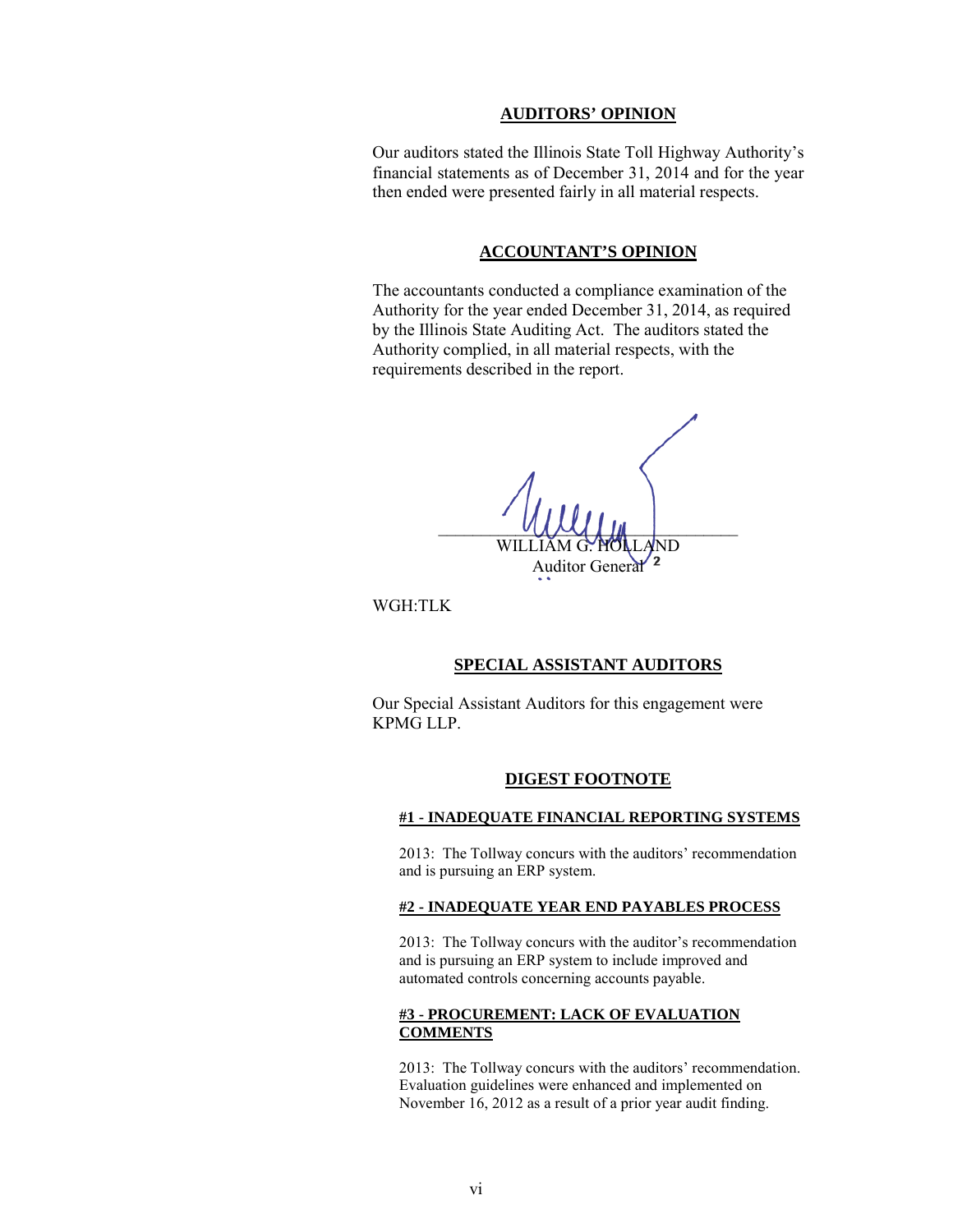## AUDITORS' OPINION

Our auditors stated the Illinois State Toll Highway Authority's financial statements as of December 31, 2014 and for the year then ended were presented fairly in all material respects.

## ACCOUNTANT'S OPINION

The accountants conducted a compliance examination of the Authority for the year ended December 31, 2014, as required by the Illinois State Auditing Act. The auditors stated the Authority complied, in all material respects, with the requirements described in the report.

WILLIAM G. HOLLAND
Auditor General

WGH:TLK

## SPECIAL ASSISTANT AUDITORS

Our Special Assistant Auditors for this engagement were KPMG LLP.

## DIGEST FOOTNOTE

### #1 - INADEQUATE FINANCIAL REPORTING SYSTEMS

2013: The Tollway concurs with the auditors' recommendation and is pursuing an ERP system.

### #2 - INADEQUATE YEAR END PAYABLES PROCESS

2013: The Tollway concurs with the auditor's recommendation and is pursuing an ERP system to include improved and automated controls concerning accounts payable.

### #3 - PROCUREMENT: LACK OF EVALUATION COMMENTS

2013: The Tollway concurs with the auditors' recommendation. Evaluation guidelines were enhanced and implemented on November 16, 2012 as a result of a prior year audit finding.